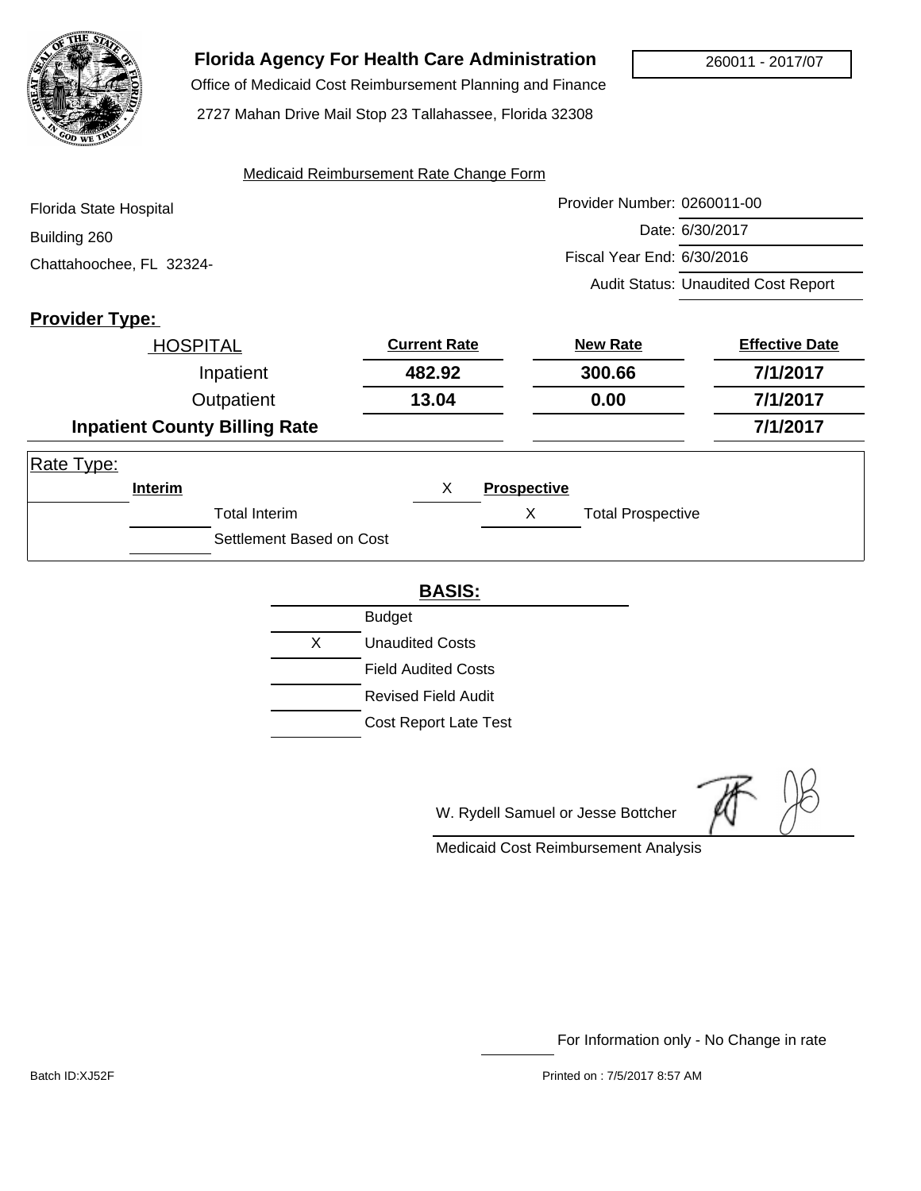# Florida Agency For Health Care Administration

Office of Medicaid Cost Reimbursement Planning and Finance

2727 Mahan Drive Mail Stop 23 Tallahassee, Florida 32308

260011 - 2017/07

## Medicaid Reimbursement Rate Change Form

Florida State Hospital
Building 260
Chattahoochee, FL 32324-

Provider Number: 0260011-00
Date: 6/30/2017
Fiscal Year End: 6/30/2016
Audit Status: Unaudited Cost Report

**Provider Type:**

| HOSPITAL | Current Rate | New Rate | Effective Date |
|---|---|---|---|
| Inpatient | **482.92** | **300.66** | **7/1/2017** |
| Outpatient | **13.04** | **0.00** | **7/1/2017** |
| **Inpatient County Billing Rate** | | | **7/1/2017** |

Rate Type:

| | **Interim** | X | **Prospective** |
|---|---|---|---|
| | Total Interim | X | Total Prospective |
| | Settlement Based on Cost | | |

**BASIS:**

| | |
|---|---|
| | Budget |
| X | Unaudited Costs |
| | Field Audited Costs |
| | Revised Field Audit |
| | Cost Report Late Test |

W. Rydell Samuel or Jesse Bottcher

Medicaid Cost Reimbursement Analysis

For Information only - No Change in rate

Batch ID:XJ52F

Printed on : 7/5/2017 8:57 AM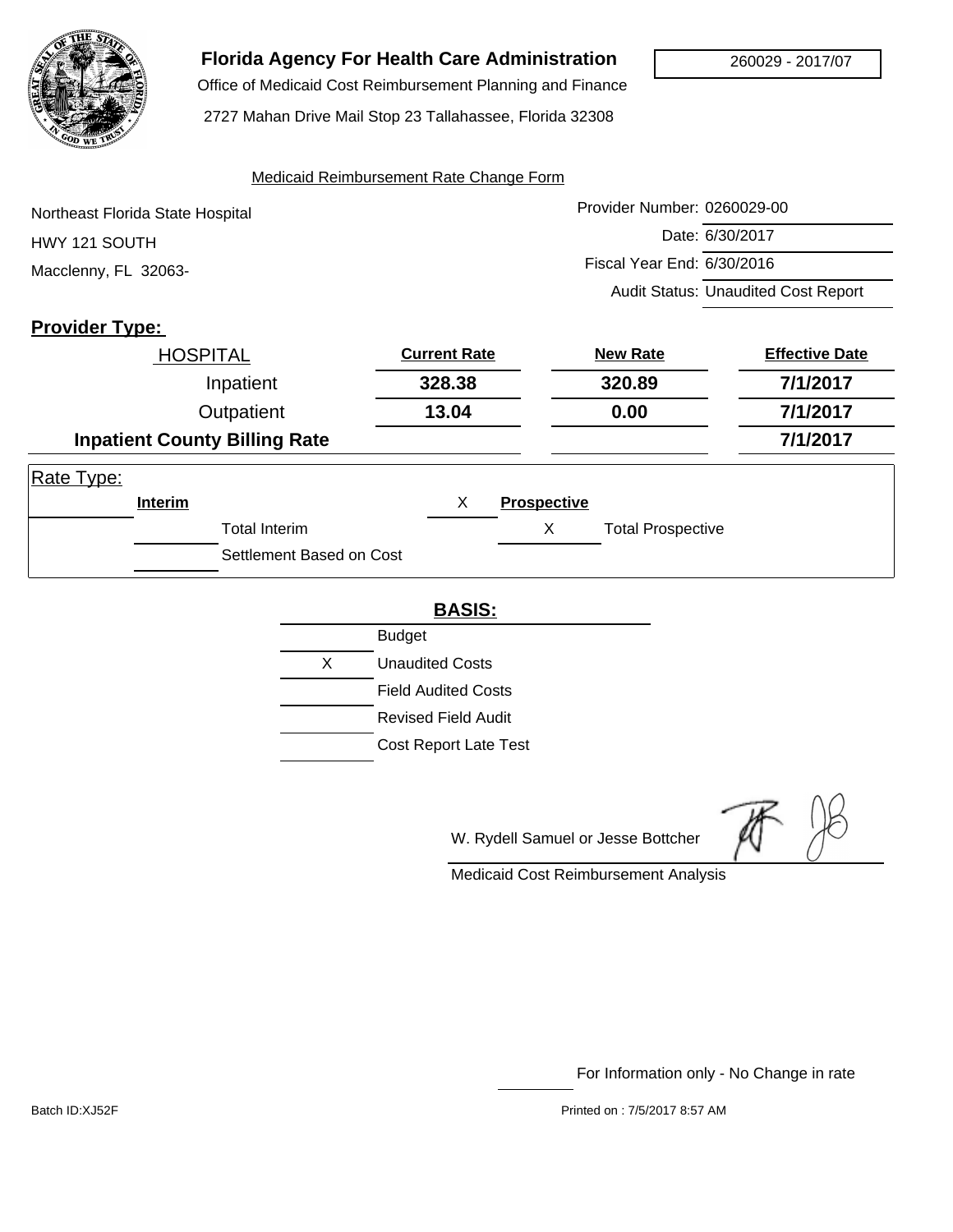# Florida Agency For Health Care Administration

Office of Medicaid Cost Reimbursement Planning and Finance

2727 Mahan Drive Mail Stop 23 Tallahassee, Florida 32308

260029 - 2017/07

Medicaid Reimbursement Rate Change Form

Northeast Florida State Hospital
HWY 121 SOUTH
Macclenny, FL 32063-

Provider Number: 0260029-00
Date: 6/30/2017
Fiscal Year End: 6/30/2016
Audit Status: Unaudited Cost Report

**Provider Type:**

| HOSPITAL | Current Rate | New Rate | Effective Date |
|---|---|---|---|
| Inpatient | **328.38** | **320.89** | **7/1/2017** |
| Outpatient | **13.04** | **0.00** | **7/1/2017** |
| **Inpatient County Billing Rate** | | | **7/1/2017** |

Rate Type:

| | Interim | X | Prospective | |
|---|---|---|---|---|
| | | Total Interim | X | Total Prospective |
| | | Settlement Based on Cost | | |

**BASIS:**

| | |
|---|---|
| | Budget |
| X | Unaudited Costs |
| | Field Audited Costs |
| | Revised Field Audit |
| | Cost Report Late Test |

W. Rydell Samuel or Jesse Bottcher

Medicaid Cost Reimbursement Analysis

For Information only - No Change in rate

Batch ID:XJ52F

Printed on : 7/5/2017 8:57 AM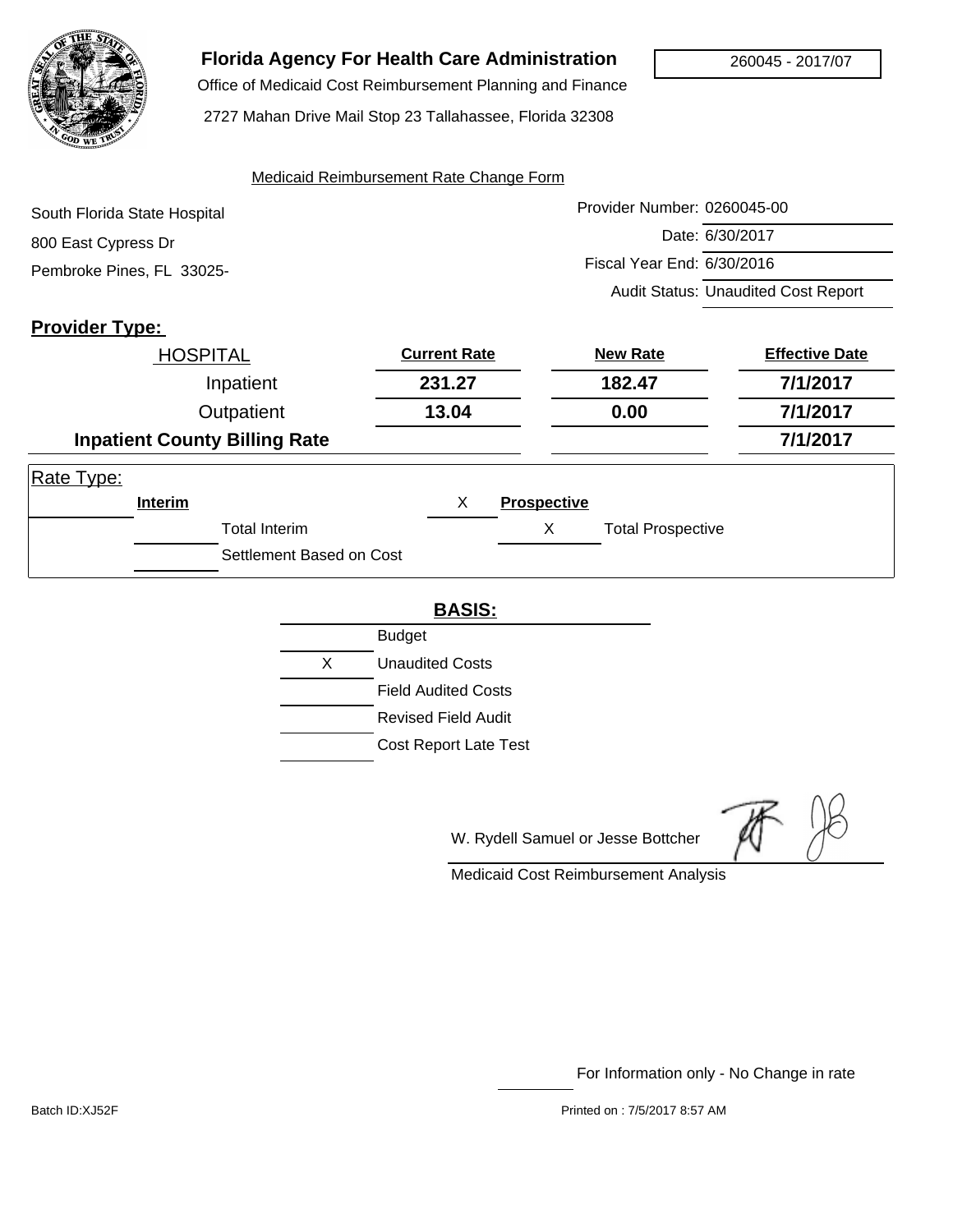# Florida Agency For Health Care Administration

Office of Medicaid Cost Reimbursement Planning and Finance

2727 Mahan Drive Mail Stop 23 Tallahassee, Florida 32308

260045 - 2017/07

Medicaid Reimbursement Rate Change Form

South Florida State Hospital
800 East Cypress Dr
Pembroke Pines, FL 33025-

Provider Number: 0260045-00
Date: 6/30/2017
Fiscal Year End: 6/30/2016
Audit Status: Unaudited Cost Report

**Provider Type:**

| HOSPITAL | Current Rate | New Rate | Effective Date |
|---|---|---|---|
| Inpatient | **231.27** | **182.47** | **7/1/2017** |
| Outpatient | **13.04** | **0.00** | **7/1/2017** |
| **Inpatient County Billing Rate** | | | **7/1/2017** |

Rate Type:

| | Interim | X | Prospective |
|---|---|---|---|
| | Total Interim | X | Total Prospective |
| | Settlement Based on Cost | | |

**BASIS:**

| | |
|---|---|
| | Budget |
| X | Unaudited Costs |
| | Field Audited Costs |
| | Revised Field Audit |
| | Cost Report Late Test |

W. Rydell Samuel or Jesse Bottcher

Medicaid Cost Reimbursement Analysis

For Information only - No Change in rate

Batch ID:XJ52F

Printed on : 7/5/2017 8:57 AM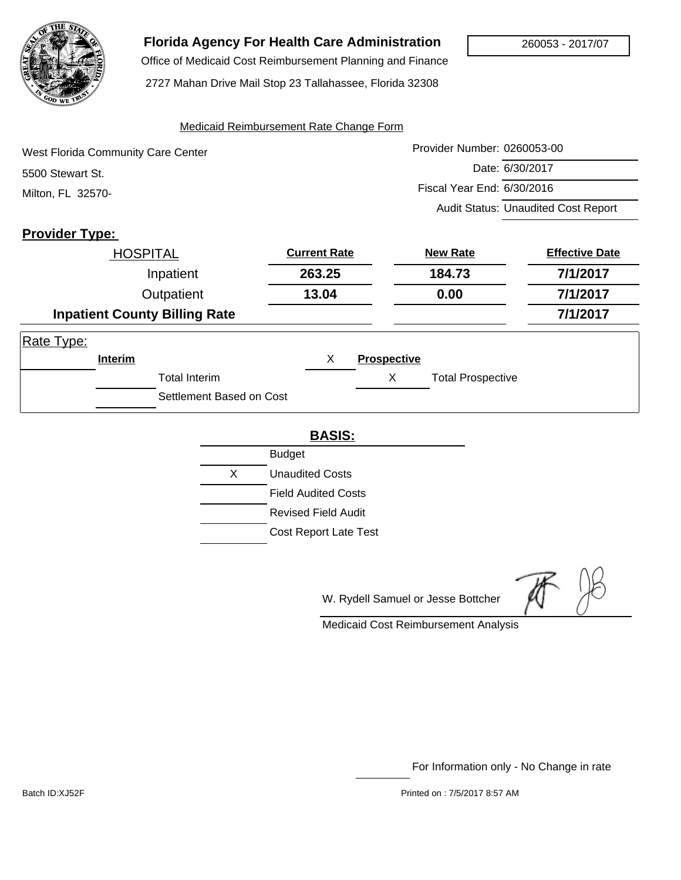# Florida Agency For Health Care Administration

Office of Medicaid Cost Reimbursement Planning and Finance

2727 Mahan Drive Mail Stop 23 Tallahassee, Florida 32308

260053 - 2017/07

Medicaid Reimbursement Rate Change Form

West Florida Community Care Center
5500 Stewart St.
Milton, FL 32570-

Provider Number: 0260053-00
Date: 6/30/2017
Fiscal Year End: 6/30/2016
Audit Status: Unaudited Cost Report

**Provider Type:**

| HOSPITAL | Current Rate | New Rate | Effective Date |
|---|---|---|---|
| Inpatient | 263.25 | 184.73 | 7/1/2017 |
| Outpatient | 13.04 | 0.00 | 7/1/2017 |
| **Inpatient County Billing Rate** | | | 7/1/2017 |

Rate Type:

| | | | |
|---|---|---|---|
| | **Interim** | X | **Prospective** |
| | Total Interim | X | Total Prospective |
| | Settlement Based on Cost | | |

**BASIS:**

| | |
|---|---|
| | Budget |
| X | Unaudited Costs |
| | Field Audited Costs |
| | Revised Field Audit |
| | Cost Report Late Test |

W. Rydell Samuel or Jesse Bottcher

Medicaid Cost Reimbursement Analysis

For Information only - No Change in rate

Batch ID:XJ52F

Printed on : 7/5/2017 8:57 AM